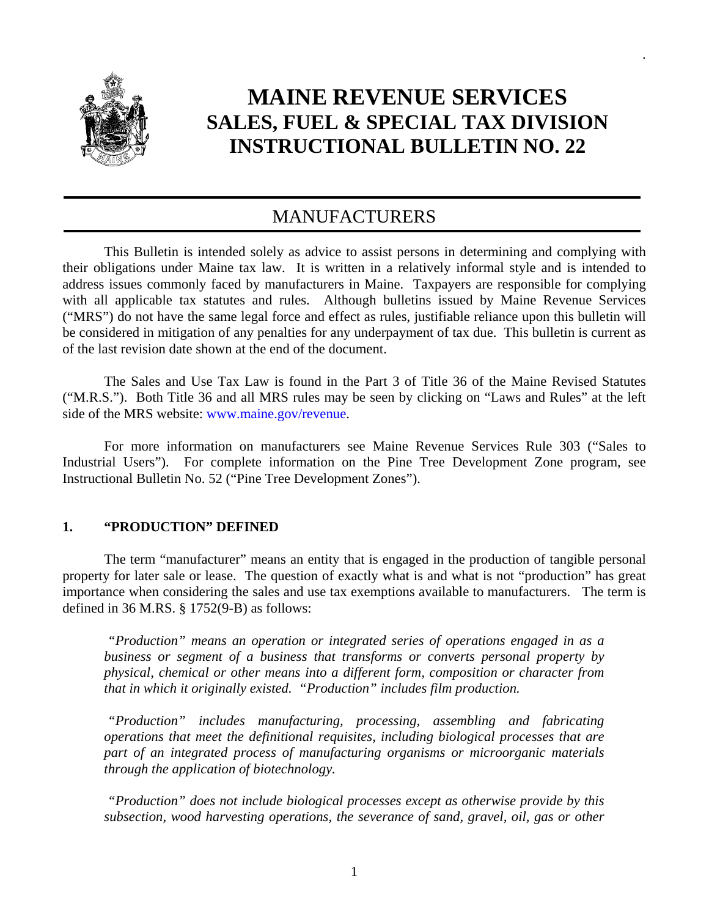# MAINE REVENUE SERVICES
# SALES, FUEL & SPECIAL TAX DIVISION
# INSTRUCTIONAL BULLETIN NO. 22

## MANUFACTURERS

This Bulletin is intended solely as advice to assist persons in determining and complying with their obligations under Maine tax law. It is written in a relatively informal style and is intended to address issues commonly faced by manufacturers in Maine. Taxpayers are responsible for complying with all applicable tax statutes and rules. Although bulletins issued by Maine Revenue Services ("MRS") do not have the same legal force and effect as rules, justifiable reliance upon this bulletin will be considered in mitigation of any penalties for any underpayment of tax due. This bulletin is current as of the last revision date shown at the end of the document.

The Sales and Use Tax Law is found in the Part 3 of Title 36 of the Maine Revised Statutes ("M.R.S."). Both Title 36 and all MRS rules may be seen by clicking on "Laws and Rules" at the left side of the MRS website: www.maine.gov/revenue.

For more information on manufacturers see Maine Revenue Services Rule 303 ("Sales to Industrial Users"). For complete information on the Pine Tree Development Zone program, see Instructional Bulletin No. 52 ("Pine Tree Development Zones").

### 1. "PRODUCTION" DEFINED

The term "manufacturer" means an entity that is engaged in the production of tangible personal property for later sale or lease. The question of exactly what is and what is not "production" has great importance when considering the sales and use tax exemptions available to manufacturers. The term is defined in 36 M.RS. § 1752(9-B) as follows:

> *"Production" means an operation or integrated series of operations engaged in as a business or segment of a business that transforms or converts personal property by physical, chemical or other means into a different form, composition or character from that in which it originally existed. "Production" includes film production.*
>
> *"Production" includes manufacturing, processing, assembling and fabricating operations that meet the definitional requisites, including biological processes that are part of an integrated process of manufacturing organisms or microorganic materials through the application of biotechnology.*
>
> *"Production" does not include biological processes except as otherwise provide by this subsection, wood harvesting operations, the severance of sand, gravel, oil, gas or other*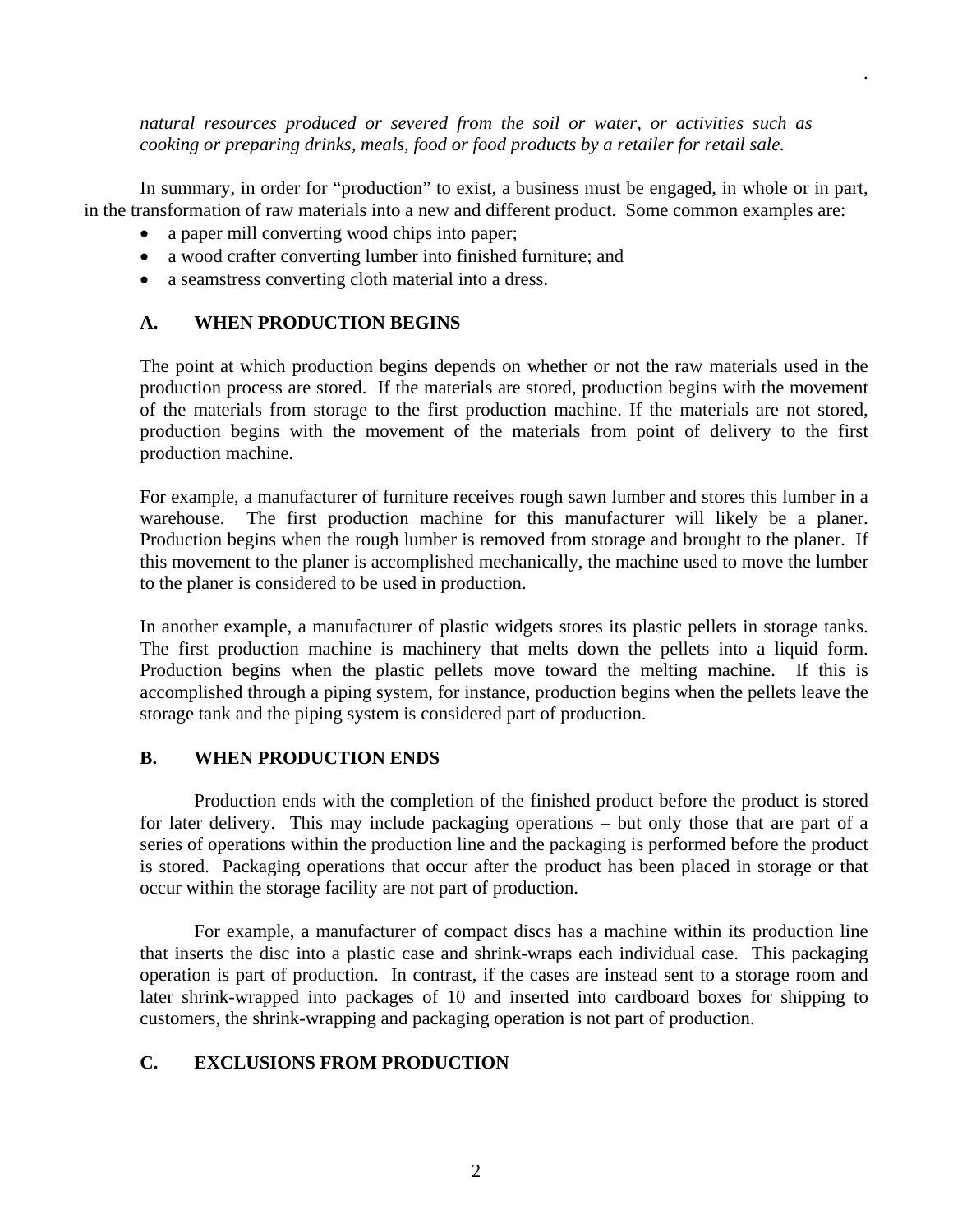*natural resources produced or severed from the soil or water, or activities such as cooking or preparing drinks, meals, food or food products by a retailer for retail sale.*

In summary, in order for "production" to exist, a business must be engaged, in whole or in part, in the transformation of raw materials into a new and different product. Some common examples are:

- a paper mill converting wood chips into paper;
- a wood crafter converting lumber into finished furniture; and
- a seamstress converting cloth material into a dress.

## A. WHEN PRODUCTION BEGINS

The point at which production begins depends on whether or not the raw materials used in the production process are stored. If the materials are stored, production begins with the movement of the materials from storage to the first production machine. If the materials are not stored, production begins with the movement of the materials from point of delivery to the first production machine.

For example, a manufacturer of furniture receives rough sawn lumber and stores this lumber in a warehouse. The first production machine for this manufacturer will likely be a planer. Production begins when the rough lumber is removed from storage and brought to the planer. If this movement to the planer is accomplished mechanically, the machine used to move the lumber to the planer is considered to be used in production.

In another example, a manufacturer of plastic widgets stores its plastic pellets in storage tanks. The first production machine is machinery that melts down the pellets into a liquid form. Production begins when the plastic pellets move toward the melting machine. If this is accomplished through a piping system, for instance, production begins when the pellets leave the storage tank and the piping system is considered part of production.

## B. WHEN PRODUCTION ENDS

Production ends with the completion of the finished product before the product is stored for later delivery. This may include packaging operations – but only those that are part of a series of operations within the production line and the packaging is performed before the product is stored. Packaging operations that occur after the product has been placed in storage or that occur within the storage facility are not part of production.

For example, a manufacturer of compact discs has a machine within its production line that inserts the disc into a plastic case and shrink-wraps each individual case. This packaging operation is part of production. In contrast, if the cases are instead sent to a storage room and later shrink-wrapped into packages of 10 and inserted into cardboard boxes for shipping to customers, the shrink-wrapping and packaging operation is not part of production.

## C. EXCLUSIONS FROM PRODUCTION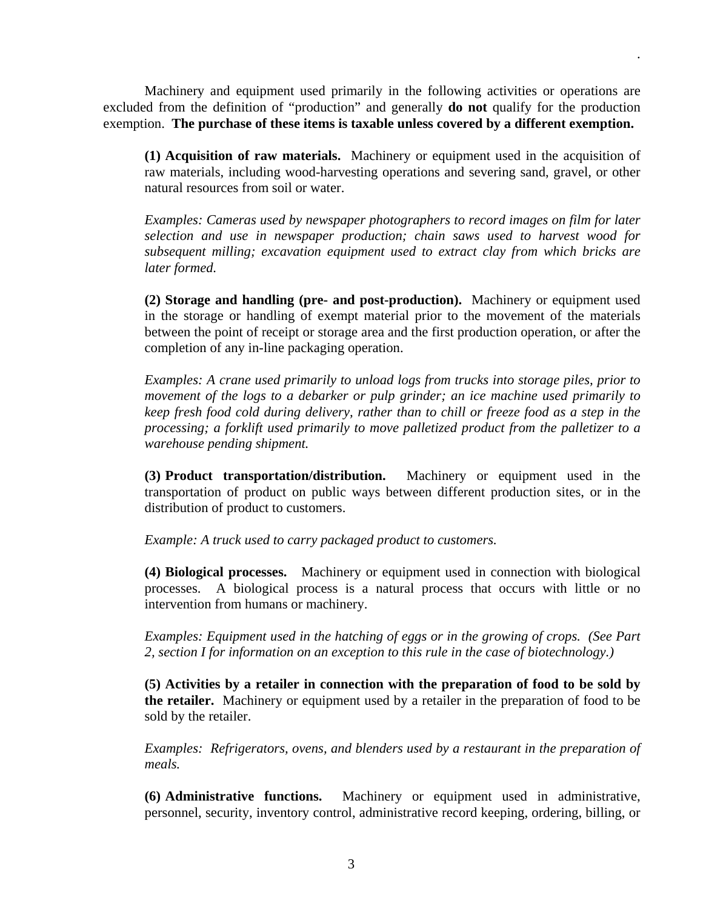Machinery and equipment used primarily in the following activities or operations are excluded from the definition of "production" and generally **do not** qualify for the production exemption. **The purchase of these items is taxable unless covered by a different exemption.**

**(1) Acquisition of raw materials.** Machinery or equipment used in the acquisition of raw materials, including wood-harvesting operations and severing sand, gravel, or other natural resources from soil or water.

*Examples: Cameras used by newspaper photographers to record images on film for later selection and use in newspaper production; chain saws used to harvest wood for subsequent milling; excavation equipment used to extract clay from which bricks are later formed.*

**(2) Storage and handling (pre- and post-production).** Machinery or equipment used in the storage or handling of exempt material prior to the movement of the materials between the point of receipt or storage area and the first production operation, or after the completion of any in-line packaging operation.

*Examples: A crane used primarily to unload logs from trucks into storage piles, prior to movement of the logs to a debarker or pulp grinder; an ice machine used primarily to keep fresh food cold during delivery, rather than to chill or freeze food as a step in the processing; a forklift used primarily to move palletized product from the palletizer to a warehouse pending shipment.*

**(3) Product transportation/distribution.** Machinery or equipment used in the transportation of product on public ways between different production sites, or in the distribution of product to customers.

*Example: A truck used to carry packaged product to customers.*

**(4) Biological processes.** Machinery or equipment used in connection with biological processes. A biological process is a natural process that occurs with little or no intervention from humans or machinery.

*Examples: Equipment used in the hatching of eggs or in the growing of crops. (See Part 2, section I for information on an exception to this rule in the case of biotechnology.)*

**(5) Activities by a retailer in connection with the preparation of food to be sold by the retailer.** Machinery or equipment used by a retailer in the preparation of food to be sold by the retailer.

*Examples: Refrigerators, ovens, and blenders used by a restaurant in the preparation of meals.*

**(6) Administrative functions.** Machinery or equipment used in administrative, personnel, security, inventory control, administrative record keeping, ordering, billing, or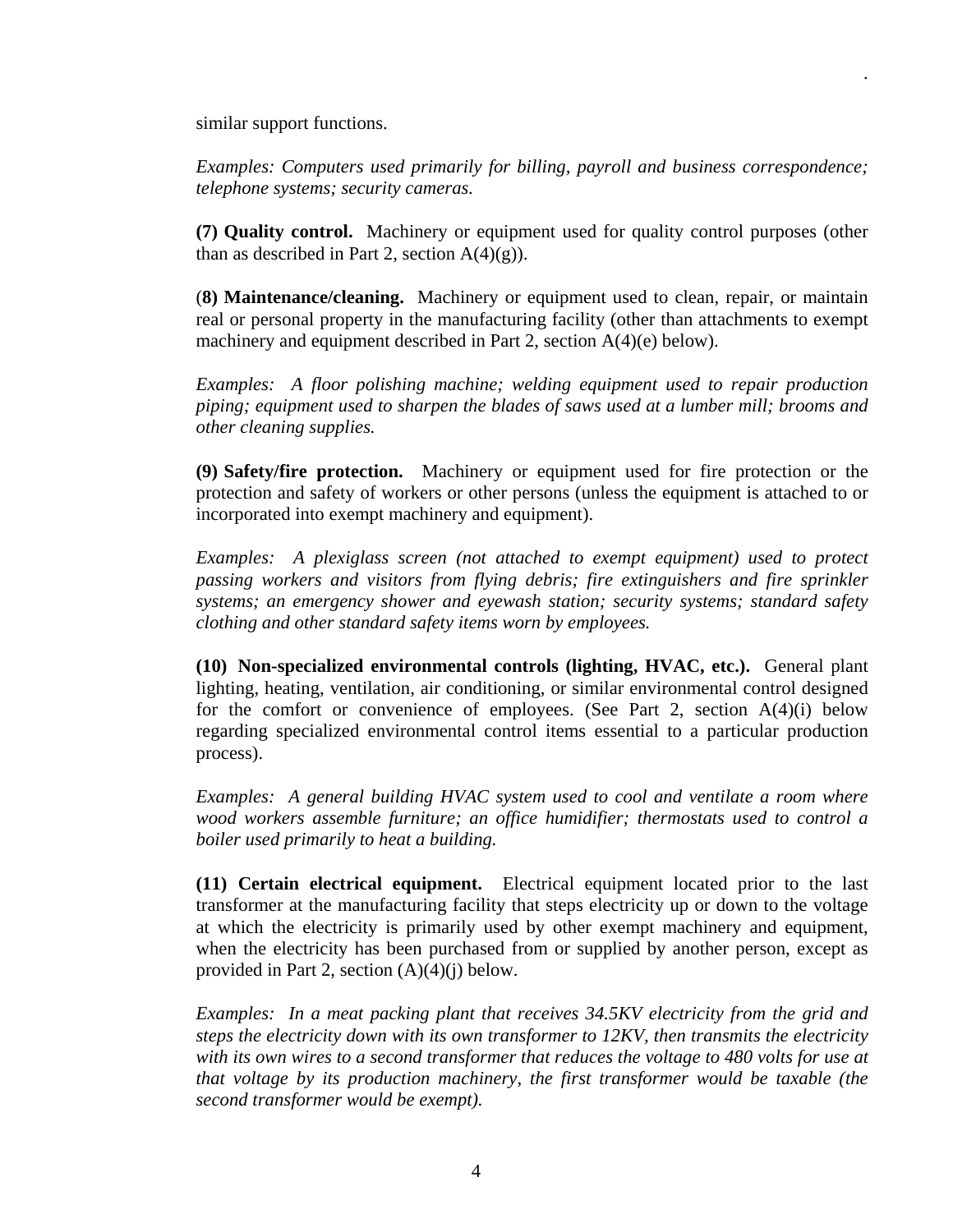similar support functions.

*Examples: Computers used primarily for billing, payroll and business correspondence; telephone systems; security cameras.*

**(7) Quality control.** Machinery or equipment used for quality control purposes (other than as described in Part 2, section A(4)(g)).

(**8) Maintenance/cleaning.** Machinery or equipment used to clean, repair, or maintain real or personal property in the manufacturing facility (other than attachments to exempt machinery and equipment described in Part 2, section A(4)(e) below).

*Examples: A floor polishing machine; welding equipment used to repair production piping; equipment used to sharpen the blades of saws used at a lumber mill; brooms and other cleaning supplies.*

**(9) Safety/fire protection.** Machinery or equipment used for fire protection or the protection and safety of workers or other persons (unless the equipment is attached to or incorporated into exempt machinery and equipment).

*Examples: A plexiglass screen (not attached to exempt equipment) used to protect passing workers and visitors from flying debris; fire extinguishers and fire sprinkler systems; an emergency shower and eyewash station; security systems; standard safety clothing and other standard safety items worn by employees.*

**(10) Non-specialized environmental controls (lighting, HVAC, etc.).** General plant lighting, heating, ventilation, air conditioning, or similar environmental control designed for the comfort or convenience of employees. (See Part 2, section A(4)(i) below regarding specialized environmental control items essential to a particular production process).

*Examples: A general building HVAC system used to cool and ventilate a room where wood workers assemble furniture; an office humidifier; thermostats used to control a boiler used primarily to heat a building.*

**(11) Certain electrical equipment.** Electrical equipment located prior to the last transformer at the manufacturing facility that steps electricity up or down to the voltage at which the electricity is primarily used by other exempt machinery and equipment, when the electricity has been purchased from or supplied by another person, except as provided in Part 2, section (A)(4)(j) below.

*Examples: In a meat packing plant that receives 34.5KV electricity from the grid and steps the electricity down with its own transformer to 12KV, then transmits the electricity with its own wires to a second transformer that reduces the voltage to 480 volts for use at that voltage by its production machinery, the first transformer would be taxable (the second transformer would be exempt).*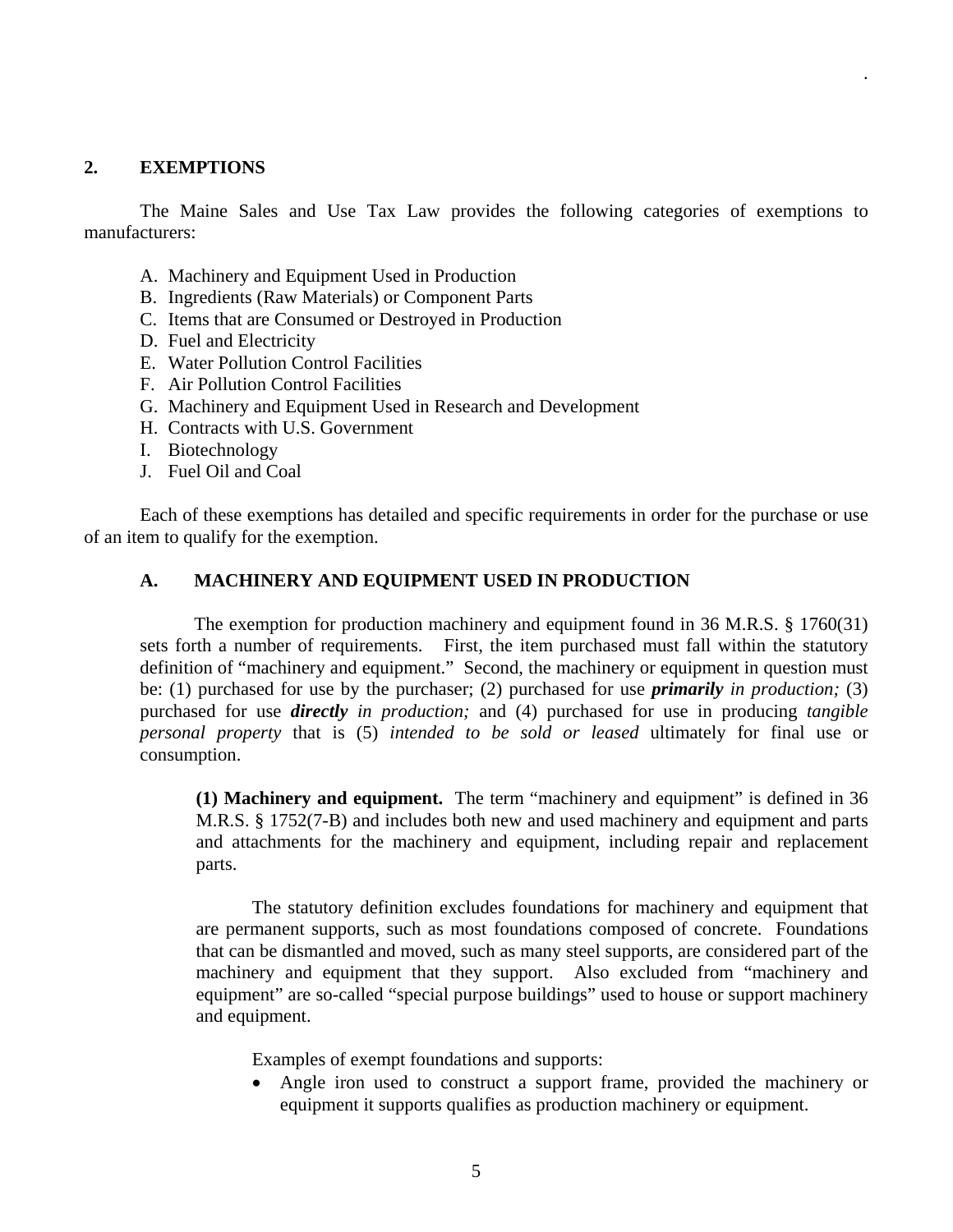## 2. EXEMPTIONS

The Maine Sales and Use Tax Law provides the following categories of exemptions to manufacturers:

A. Machinery and Equipment Used in Production
B. Ingredients (Raw Materials) or Component Parts
C. Items that are Consumed or Destroyed in Production
D. Fuel and Electricity
E. Water Pollution Control Facilities
F. Air Pollution Control Facilities
G. Machinery and Equipment Used in Research and Development
H. Contracts with U.S. Government
I. Biotechnology
J. Fuel Oil and Coal

Each of these exemptions has detailed and specific requirements in order for the purchase or use of an item to qualify for the exemption.

### A. MACHINERY AND EQUIPMENT USED IN PRODUCTION

The exemption for production machinery and equipment found in 36 M.R.S. § 1760(31) sets forth a number of requirements. First, the item purchased must fall within the statutory definition of "machinery and equipment." Second, the machinery or equipment in question must be: (1) purchased for use by the purchaser; (2) purchased for use ***primarily*** *in production;* (3) purchased for use ***directly*** *in production;* and (4) purchased for use in producing *tangible personal property* that is (5) *intended to be sold or leased* ultimately for final use or consumption.

**(1) Machinery and equipment.** The term "machinery and equipment" is defined in 36 M.R.S. § 1752(7-B) and includes both new and used machinery and equipment and parts and attachments for the machinery and equipment, including repair and replacement parts.

The statutory definition excludes foundations for machinery and equipment that are permanent supports, such as most foundations composed of concrete. Foundations that can be dismantled and moved, such as many steel supports, are considered part of the machinery and equipment that they support. Also excluded from "machinery and equipment" are so-called "special purpose buildings" used to house or support machinery and equipment.

Examples of exempt foundations and supports:

- Angle iron used to construct a support frame, provided the machinery or equipment it supports qualifies as production machinery or equipment.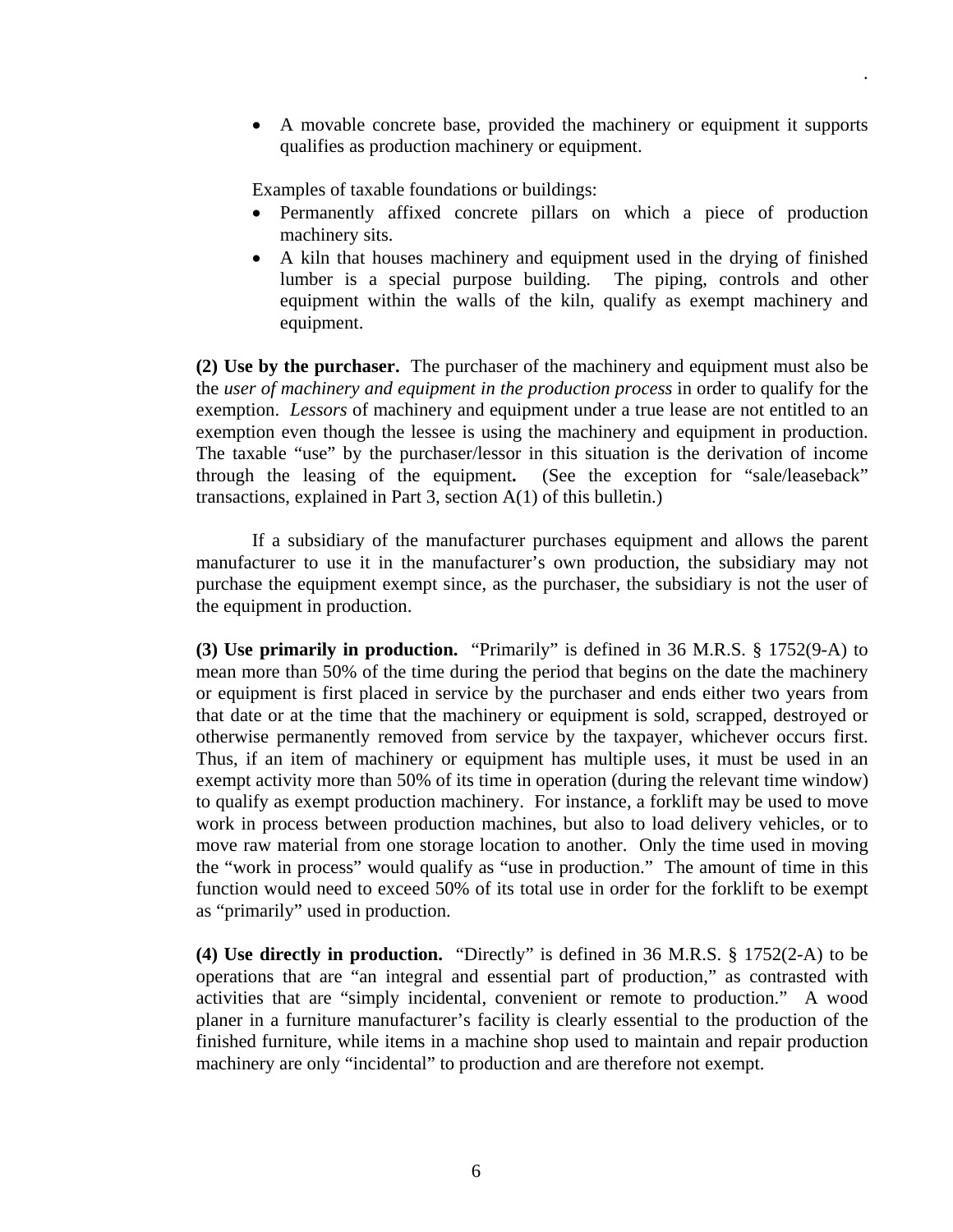- A movable concrete base, provided the machinery or equipment it supports qualifies as production machinery or equipment.

Examples of taxable foundations or buildings:

- Permanently affixed concrete pillars on which a piece of production machinery sits.
- A kiln that houses machinery and equipment used in the drying of finished lumber is a special purpose building. The piping, controls and other equipment within the walls of the kiln, qualify as exempt machinery and equipment.

**(2) Use by the purchaser.** The purchaser of the machinery and equipment must also be the *user of machinery and equipment in the production process* in order to qualify for the exemption. *Lessors* of machinery and equipment under a true lease are not entitled to an exemption even though the lessee is using the machinery and equipment in production. The taxable "use" by the purchaser/lessor in this situation is the derivation of income through the leasing of the equipment**.** (See the exception for "sale/leaseback" transactions, explained in Part 3, section A(1) of this bulletin.)

If a subsidiary of the manufacturer purchases equipment and allows the parent manufacturer to use it in the manufacturer's own production, the subsidiary may not purchase the equipment exempt since, as the purchaser, the subsidiary is not the user of the equipment in production.

**(3) Use primarily in production.** "Primarily" is defined in 36 M.R.S. § 1752(9-A) to mean more than 50% of the time during the period that begins on the date the machinery or equipment is first placed in service by the purchaser and ends either two years from that date or at the time that the machinery or equipment is sold, scrapped, destroyed or otherwise permanently removed from service by the taxpayer, whichever occurs first. Thus, if an item of machinery or equipment has multiple uses, it must be used in an exempt activity more than 50% of its time in operation (during the relevant time window) to qualify as exempt production machinery. For instance, a forklift may be used to move work in process between production machines, but also to load delivery vehicles, or to move raw material from one storage location to another. Only the time used in moving the "work in process" would qualify as "use in production." The amount of time in this function would need to exceed 50% of its total use in order for the forklift to be exempt as "primarily" used in production.

**(4) Use directly in production.** "Directly" is defined in 36 M.R.S. § 1752(2-A) to be operations that are "an integral and essential part of production," as contrasted with activities that are "simply incidental, convenient or remote to production." A wood planer in a furniture manufacturer's facility is clearly essential to the production of the finished furniture, while items in a machine shop used to maintain and repair production machinery are only "incidental" to production and are therefore not exempt.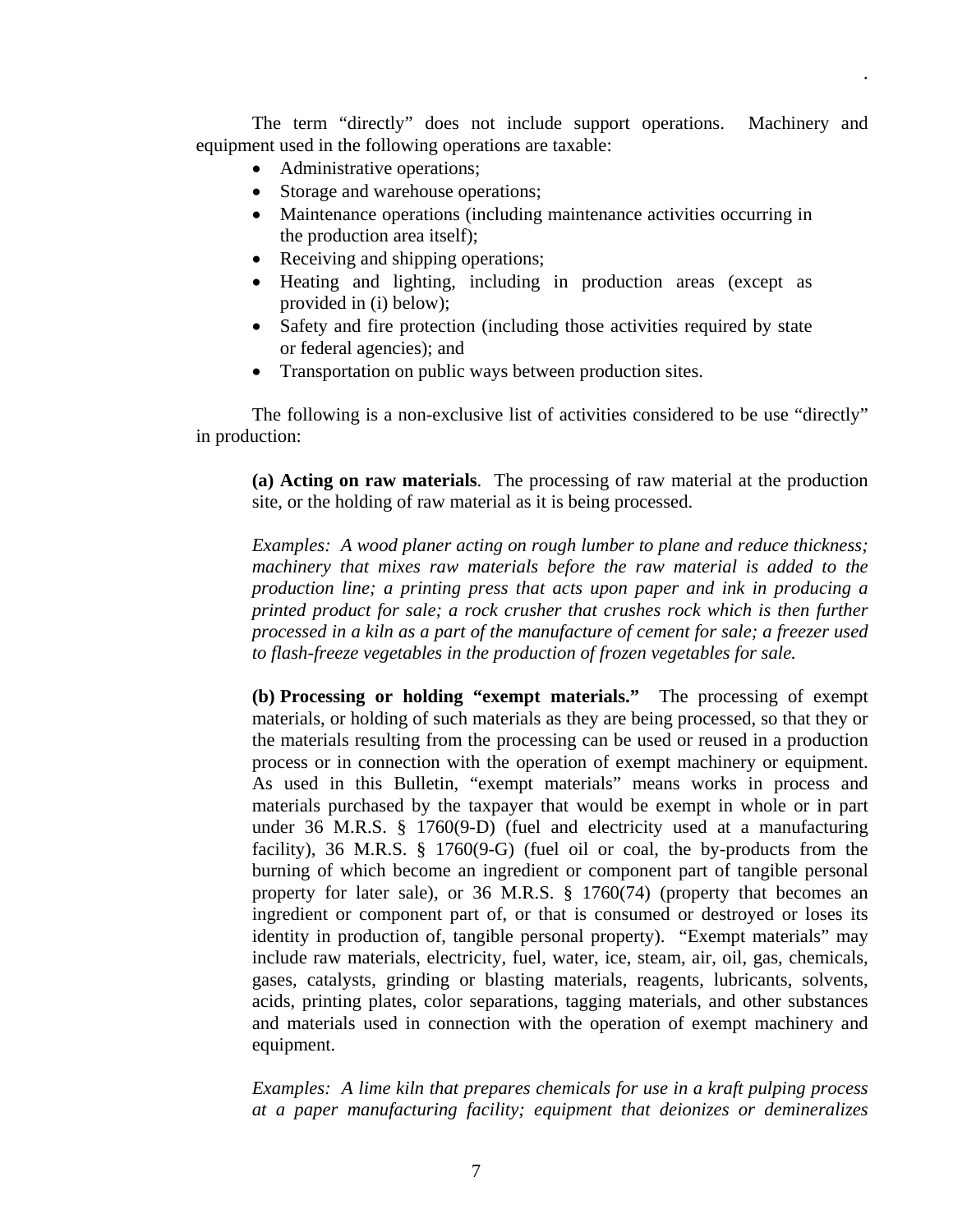The term "directly" does not include support operations. Machinery and equipment used in the following operations are taxable:

- Administrative operations;
- Storage and warehouse operations;
- Maintenance operations (including maintenance activities occurring in the production area itself);
- Receiving and shipping operations;
- Heating and lighting, including in production areas (except as provided in (i) below);
- Safety and fire protection (including those activities required by state or federal agencies); and
- Transportation on public ways between production sites.

The following is a non-exclusive list of activities considered to be use "directly" in production:

**(a) Acting on raw materials**. The processing of raw material at the production site, or the holding of raw material as it is being processed.

*Examples: A wood planer acting on rough lumber to plane and reduce thickness; machinery that mixes raw materials before the raw material is added to the production line; a printing press that acts upon paper and ink in producing a printed product for sale; a rock crusher that crushes rock which is then further processed in a kiln as a part of the manufacture of cement for sale; a freezer used to flash-freeze vegetables in the production of frozen vegetables for sale.*

**(b) Processing or holding "exempt materials."** The processing of exempt materials, or holding of such materials as they are being processed, so that they or the materials resulting from the processing can be used or reused in a production process or in connection with the operation of exempt machinery or equipment. As used in this Bulletin, "exempt materials" means works in process and materials purchased by the taxpayer that would be exempt in whole or in part under 36 M.R.S. § 1760(9-D) (fuel and electricity used at a manufacturing facility), 36 M.R.S. § 1760(9-G) (fuel oil or coal, the by-products from the burning of which become an ingredient or component part of tangible personal property for later sale), or 36 M.R.S. § 1760(74) (property that becomes an ingredient or component part of, or that is consumed or destroyed or loses its identity in production of, tangible personal property). "Exempt materials" may include raw materials, electricity, fuel, water, ice, steam, air, oil, gas, chemicals, gases, catalysts, grinding or blasting materials, reagents, lubricants, solvents, acids, printing plates, color separations, tagging materials, and other substances and materials used in connection with the operation of exempt machinery and equipment.

*Examples: A lime kiln that prepares chemicals for use in a kraft pulping process at a paper manufacturing facility; equipment that deionizes or demineralizes*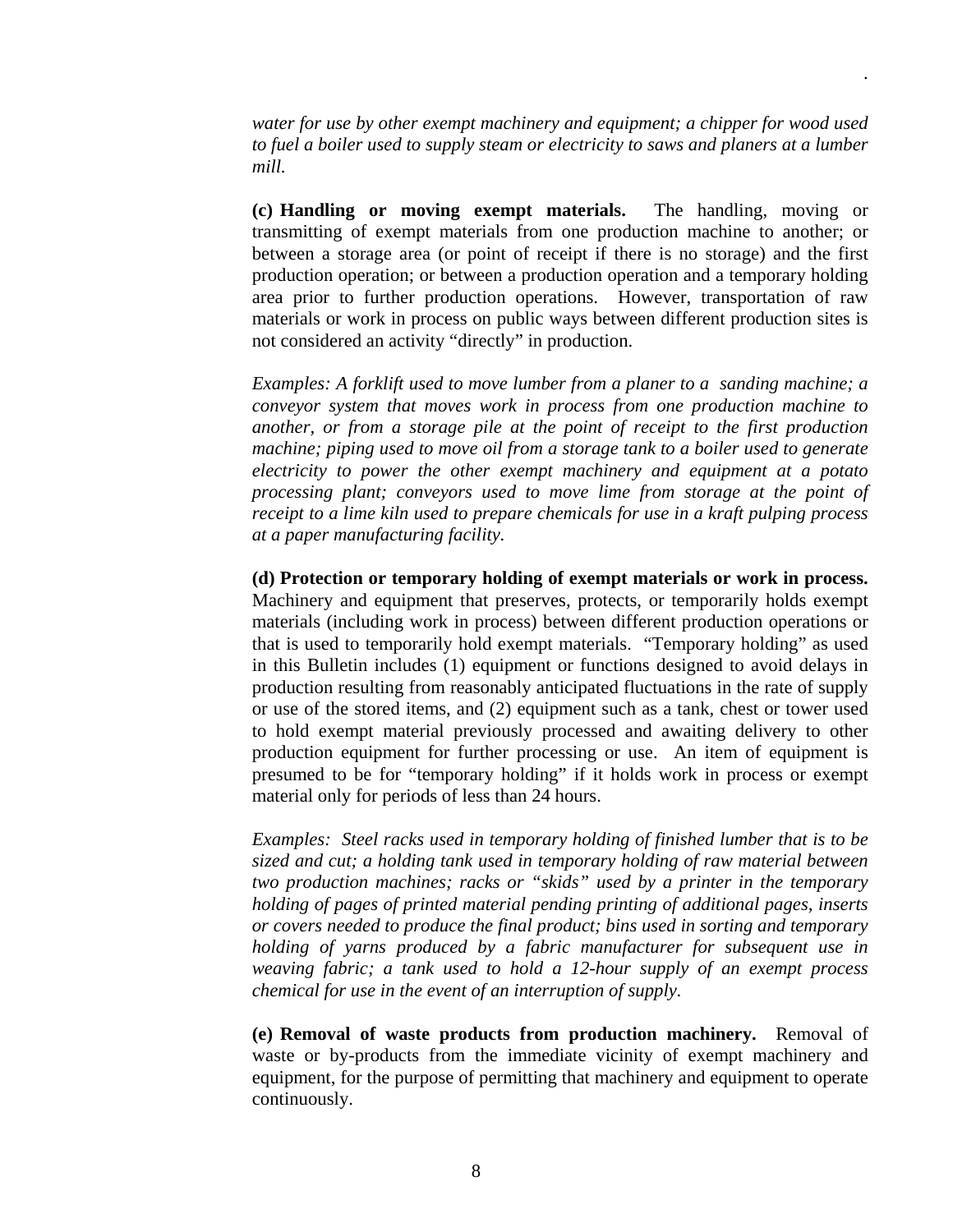*water for use by other exempt machinery and equipment; a chipper for wood used to fuel a boiler used to supply steam or electricity to saws and planers at a lumber mill.*

**(c) Handling or moving exempt materials.** The handling, moving or transmitting of exempt materials from one production machine to another; or between a storage area (or point of receipt if there is no storage) and the first production operation; or between a production operation and a temporary holding area prior to further production operations. However, transportation of raw materials or work in process on public ways between different production sites is not considered an activity "directly" in production.

*Examples: A forklift used to move lumber from a planer to a sanding machine; a conveyor system that moves work in process from one production machine to another, or from a storage pile at the point of receipt to the first production machine; piping used to move oil from a storage tank to a boiler used to generate electricity to power the other exempt machinery and equipment at a potato processing plant; conveyors used to move lime from storage at the point of receipt to a lime kiln used to prepare chemicals for use in a kraft pulping process at a paper manufacturing facility.*

**(d) Protection or temporary holding of exempt materials or work in process.** Machinery and equipment that preserves, protects, or temporarily holds exempt materials (including work in process) between different production operations or that is used to temporarily hold exempt materials. "Temporary holding" as used in this Bulletin includes (1) equipment or functions designed to avoid delays in production resulting from reasonably anticipated fluctuations in the rate of supply or use of the stored items, and (2) equipment such as a tank, chest or tower used to hold exempt material previously processed and awaiting delivery to other production equipment for further processing or use. An item of equipment is presumed to be for "temporary holding" if it holds work in process or exempt material only for periods of less than 24 hours.

*Examples: Steel racks used in temporary holding of finished lumber that is to be sized and cut; a holding tank used in temporary holding of raw material between two production machines; racks or "skids" used by a printer in the temporary holding of pages of printed material pending printing of additional pages, inserts or covers needed to produce the final product; bins used in sorting and temporary holding of yarns produced by a fabric manufacturer for subsequent use in weaving fabric; a tank used to hold a 12-hour supply of an exempt process chemical for use in the event of an interruption of supply.*

**(e) Removal of waste products from production machinery.** Removal of waste or by-products from the immediate vicinity of exempt machinery and equipment, for the purpose of permitting that machinery and equipment to operate continuously.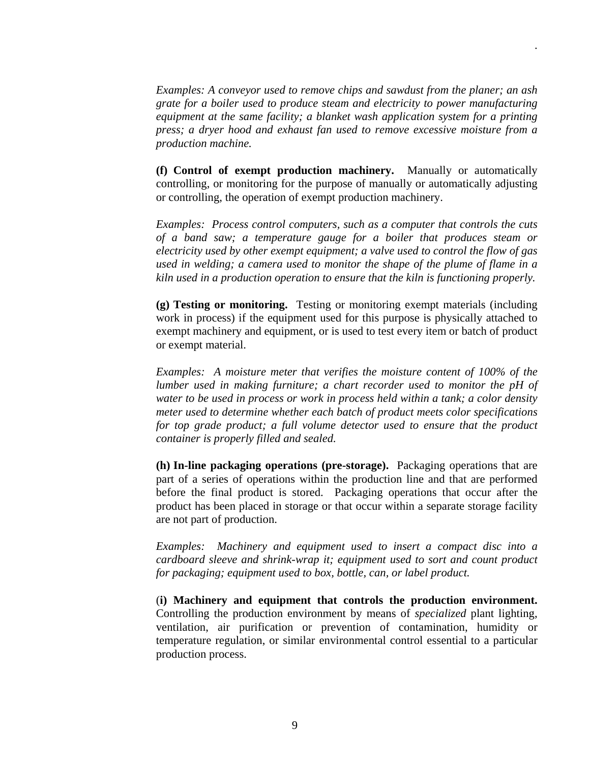*Examples: A conveyor used to remove chips and sawdust from the planer; an ash grate for a boiler used to produce steam and electricity to power manufacturing equipment at the same facility; a blanket wash application system for a printing press; a dryer hood and exhaust fan used to remove excessive moisture from a production machine.*

**(f) Control of exempt production machinery.** Manually or automatically controlling, or monitoring for the purpose of manually or automatically adjusting or controlling, the operation of exempt production machinery.

*Examples: Process control computers, such as a computer that controls the cuts of a band saw; a temperature gauge for a boiler that produces steam or electricity used by other exempt equipment; a valve used to control the flow of gas used in welding; a camera used to monitor the shape of the plume of flame in a kiln used in a production operation to ensure that the kiln is functioning properly.*

**(g) Testing or monitoring.** Testing or monitoring exempt materials (including work in process) if the equipment used for this purpose is physically attached to exempt machinery and equipment, or is used to test every item or batch of product or exempt material.

*Examples: A moisture meter that verifies the moisture content of 100% of the lumber used in making furniture; a chart recorder used to monitor the pH of water to be used in process or work in process held within a tank; a color density meter used to determine whether each batch of product meets color specifications for top grade product; a full volume detector used to ensure that the product container is properly filled and sealed.*

**(h) In-line packaging operations (pre-storage).** Packaging operations that are part of a series of operations within the production line and that are performed before the final product is stored. Packaging operations that occur after the product has been placed in storage or that occur within a separate storage facility are not part of production.

*Examples: Machinery and equipment used to insert a compact disc into a cardboard sleeve and shrink-wrap it; equipment used to sort and count product for packaging; equipment used to box, bottle, can, or label product.*

(**i) Machinery and equipment that controls the production environment.** Controlling the production environment by means of *specialized* plant lighting, ventilation, air purification or prevention of contamination, humidity or temperature regulation, or similar environmental control essential to a particular production process.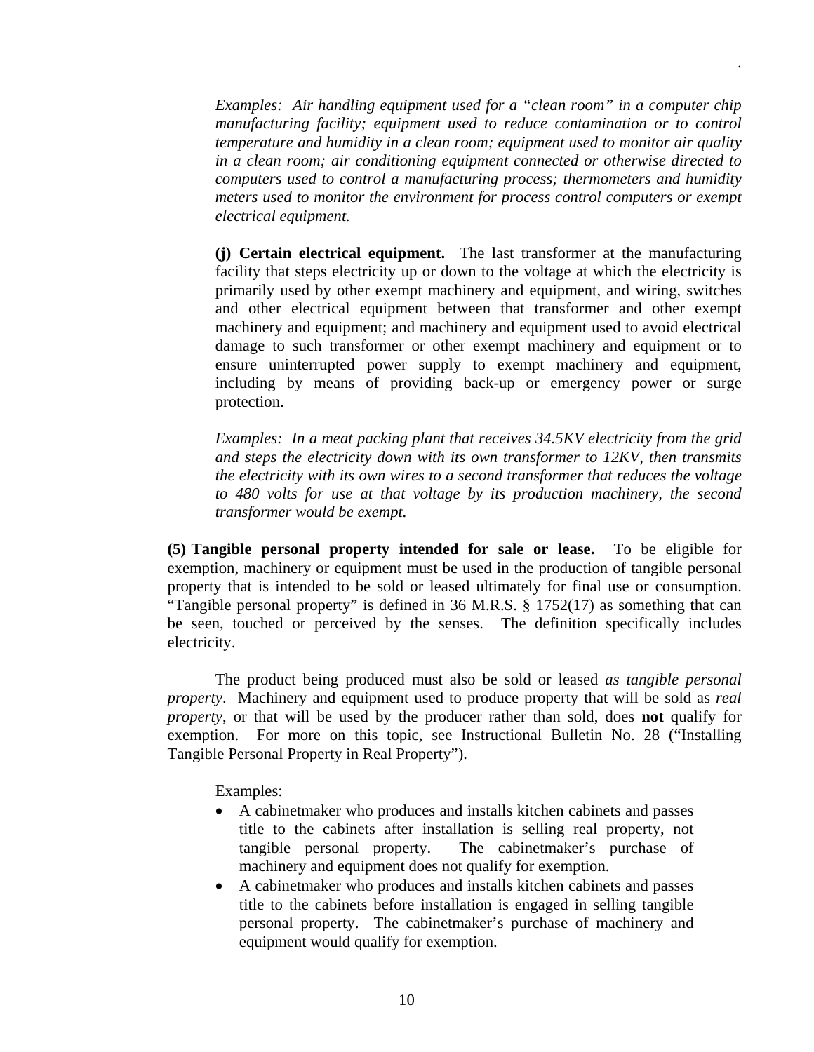*Examples: Air handling equipment used for a "clean room" in a computer chip manufacturing facility; equipment used to reduce contamination or to control temperature and humidity in a clean room; equipment used to monitor air quality in a clean room; air conditioning equipment connected or otherwise directed to computers used to control a manufacturing process; thermometers and humidity meters used to monitor the environment for process control computers or exempt electrical equipment.*

**(j) Certain electrical equipment.** The last transformer at the manufacturing facility that steps electricity up or down to the voltage at which the electricity is primarily used by other exempt machinery and equipment, and wiring, switches and other electrical equipment between that transformer and other exempt machinery and equipment; and machinery and equipment used to avoid electrical damage to such transformer or other exempt machinery and equipment or to ensure uninterrupted power supply to exempt machinery and equipment, including by means of providing back-up or emergency power or surge protection.

*Examples: In a meat packing plant that receives 34.5KV electricity from the grid and steps the electricity down with its own transformer to 12KV, then transmits the electricity with its own wires to a second transformer that reduces the voltage to 480 volts for use at that voltage by its production machinery, the second transformer would be exempt.*

**(5) Tangible personal property intended for sale or lease.** To be eligible for exemption, machinery or equipment must be used in the production of tangible personal property that is intended to be sold or leased ultimately for final use or consumption. "Tangible personal property" is defined in 36 M.R.S. § 1752(17) as something that can be seen, touched or perceived by the senses. The definition specifically includes electricity.

The product being produced must also be sold or leased *as tangible personal property*. Machinery and equipment used to produce property that will be sold as *real property*, or that will be used by the producer rather than sold, does **not** qualify for exemption. For more on this topic, see Instructional Bulletin No. 28 ("Installing Tangible Personal Property in Real Property").

Examples:

- A cabinetmaker who produces and installs kitchen cabinets and passes title to the cabinets after installation is selling real property, not tangible personal property. The cabinetmaker's purchase of machinery and equipment does not qualify for exemption.
- A cabinetmaker who produces and installs kitchen cabinets and passes title to the cabinets before installation is engaged in selling tangible personal property. The cabinetmaker's purchase of machinery and equipment would qualify for exemption.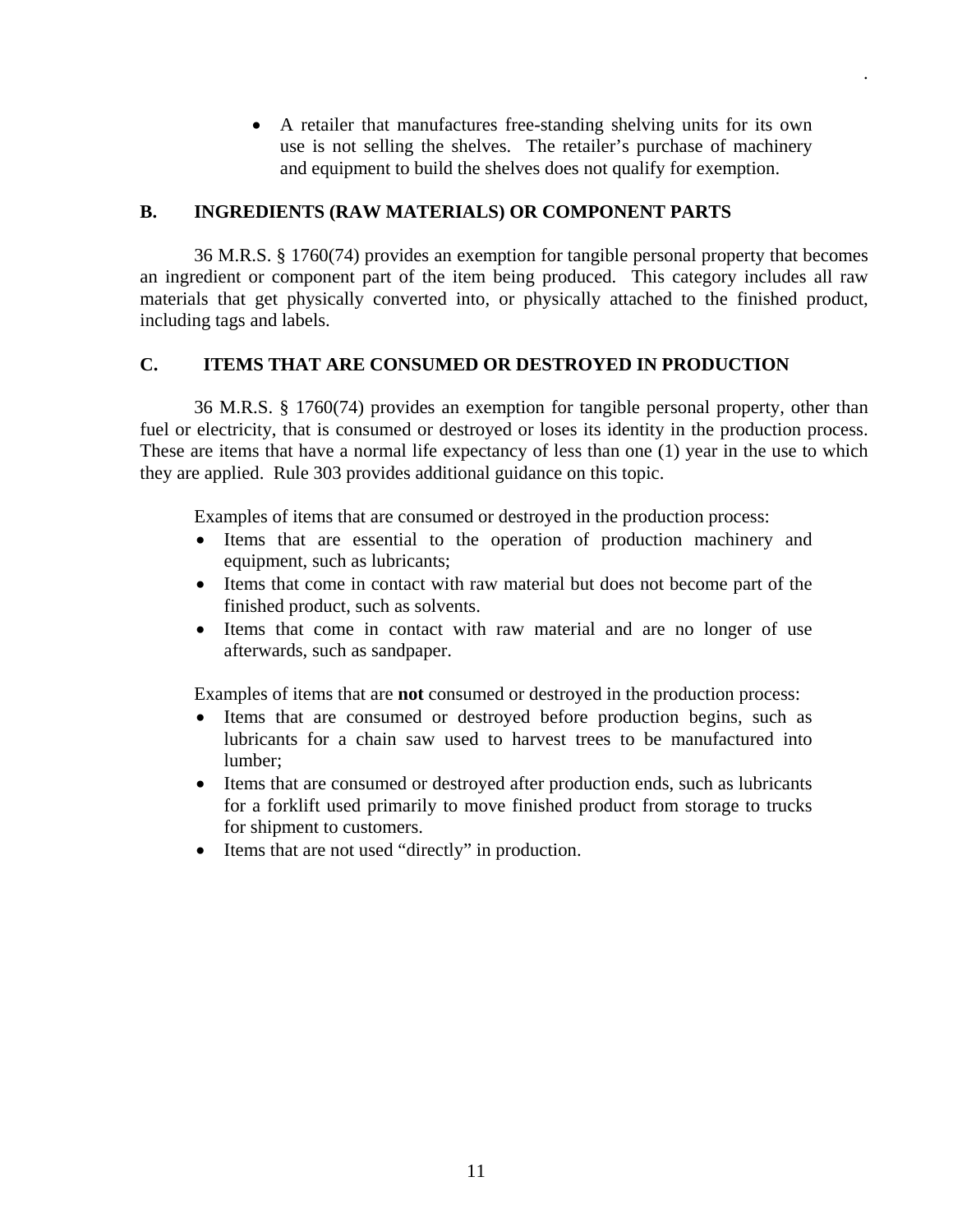- A retailer that manufactures free-standing shelving units for its own use is not selling the shelves. The retailer's purchase of machinery and equipment to build the shelves does not qualify for exemption.

## B. INGREDIENTS (RAW MATERIALS) OR COMPONENT PARTS

36 M.R.S. § 1760(74) provides an exemption for tangible personal property that becomes an ingredient or component part of the item being produced. This category includes all raw materials that get physically converted into, or physically attached to the finished product, including tags and labels.

## C. ITEMS THAT ARE CONSUMED OR DESTROYED IN PRODUCTION

36 M.R.S. § 1760(74) provides an exemption for tangible personal property, other than fuel or electricity, that is consumed or destroyed or loses its identity in the production process. These are items that have a normal life expectancy of less than one (1) year in the use to which they are applied. Rule 303 provides additional guidance on this topic.

Examples of items that are consumed or destroyed in the production process:

- Items that are essential to the operation of production machinery and equipment, such as lubricants;
- Items that come in contact with raw material but does not become part of the finished product, such as solvents.
- Items that come in contact with raw material and are no longer of use afterwards, such as sandpaper.

Examples of items that are **not** consumed or destroyed in the production process:

- Items that are consumed or destroyed before production begins, such as lubricants for a chain saw used to harvest trees to be manufactured into lumber;
- Items that are consumed or destroyed after production ends, such as lubricants for a forklift used primarily to move finished product from storage to trucks for shipment to customers.
- Items that are not used "directly" in production.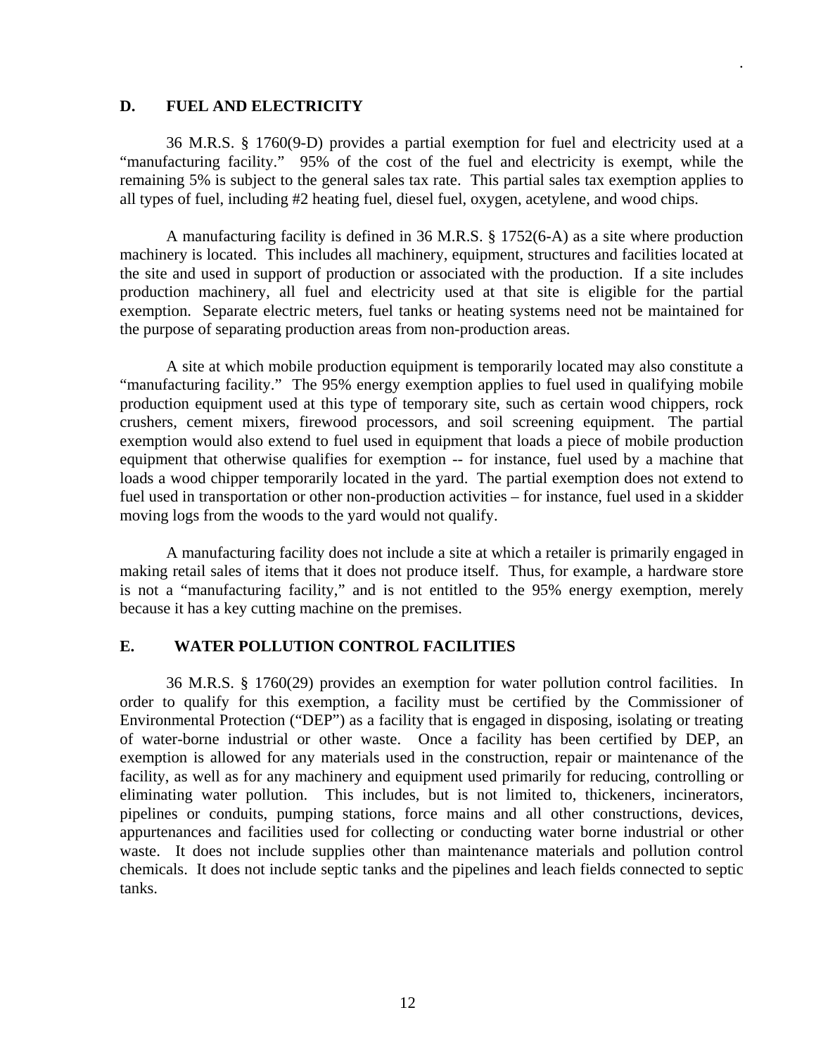## D. FUEL AND ELECTRICITY

36 M.R.S. § 1760(9-D) provides a partial exemption for fuel and electricity used at a "manufacturing facility." 95% of the cost of the fuel and electricity is exempt, while the remaining 5% is subject to the general sales tax rate. This partial sales tax exemption applies to all types of fuel, including #2 heating fuel, diesel fuel, oxygen, acetylene, and wood chips.

A manufacturing facility is defined in 36 M.R.S. § 1752(6-A) as a site where production machinery is located. This includes all machinery, equipment, structures and facilities located at the site and used in support of production or associated with the production. If a site includes production machinery, all fuel and electricity used at that site is eligible for the partial exemption. Separate electric meters, fuel tanks or heating systems need not be maintained for the purpose of separating production areas from non-production areas.

A site at which mobile production equipment is temporarily located may also constitute a "manufacturing facility." The 95% energy exemption applies to fuel used in qualifying mobile production equipment used at this type of temporary site, such as certain wood chippers, rock crushers, cement mixers, firewood processors, and soil screening equipment. The partial exemption would also extend to fuel used in equipment that loads a piece of mobile production equipment that otherwise qualifies for exemption -- for instance, fuel used by a machine that loads a wood chipper temporarily located in the yard. The partial exemption does not extend to fuel used in transportation or other non-production activities – for instance, fuel used in a skidder moving logs from the woods to the yard would not qualify.

A manufacturing facility does not include a site at which a retailer is primarily engaged in making retail sales of items that it does not produce itself. Thus, for example, a hardware store is not a "manufacturing facility," and is not entitled to the 95% energy exemption, merely because it has a key cutting machine on the premises.

## E. WATER POLLUTION CONTROL FACILITIES

36 M.R.S. § 1760(29) provides an exemption for water pollution control facilities. In order to qualify for this exemption, a facility must be certified by the Commissioner of Environmental Protection ("DEP") as a facility that is engaged in disposing, isolating or treating of water-borne industrial or other waste. Once a facility has been certified by DEP, an exemption is allowed for any materials used in the construction, repair or maintenance of the facility, as well as for any machinery and equipment used primarily for reducing, controlling or eliminating water pollution. This includes, but is not limited to, thickeners, incinerators, pipelines or conduits, pumping stations, force mains and all other constructions, devices, appurtenances and facilities used for collecting or conducting water borne industrial or other waste. It does not include supplies other than maintenance materials and pollution control chemicals. It does not include septic tanks and the pipelines and leach fields connected to septic tanks.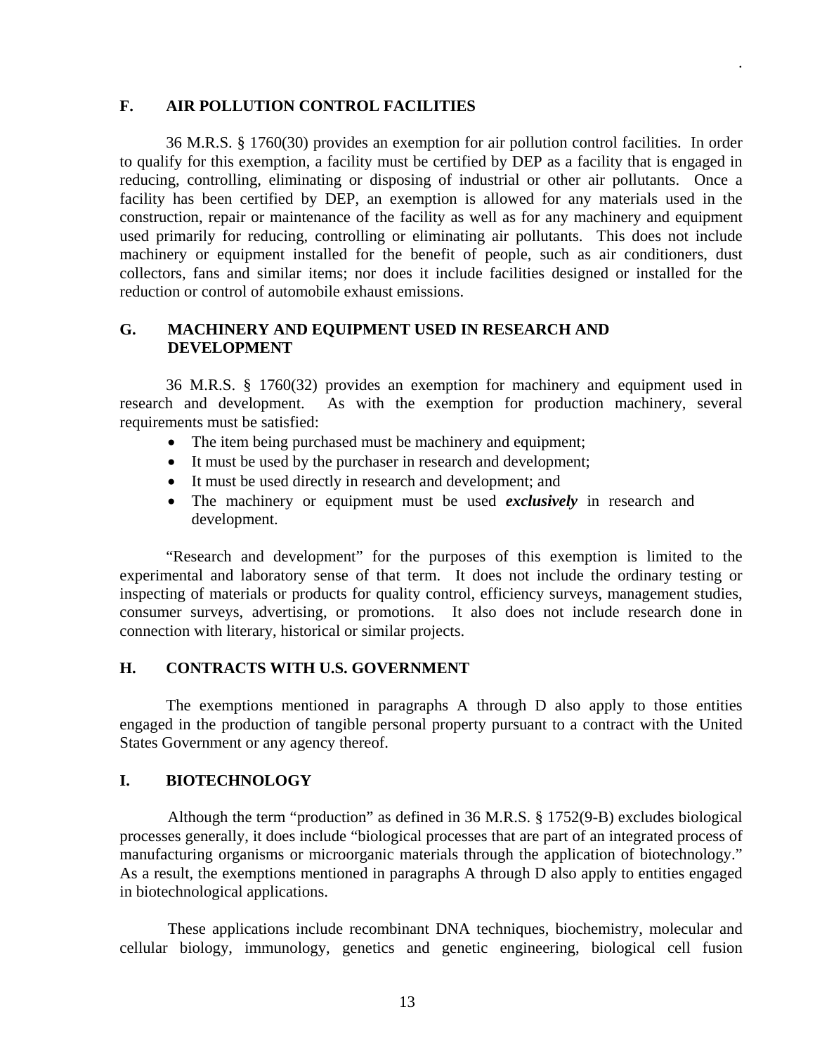## F. AIR POLLUTION CONTROL FACILITIES

36 M.R.S. § 1760(30) provides an exemption for air pollution control facilities. In order to qualify for this exemption, a facility must be certified by DEP as a facility that is engaged in reducing, controlling, eliminating or disposing of industrial or other air pollutants. Once a facility has been certified by DEP, an exemption is allowed for any materials used in the construction, repair or maintenance of the facility as well as for any machinery and equipment used primarily for reducing, controlling or eliminating air pollutants. This does not include machinery or equipment installed for the benefit of people, such as air conditioners, dust collectors, fans and similar items; nor does it include facilities designed or installed for the reduction or control of automobile exhaust emissions.

## G. MACHINERY AND EQUIPMENT USED IN RESEARCH AND DEVELOPMENT

36 M.R.S. § 1760(32) provides an exemption for machinery and equipment used in research and development. As with the exemption for production machinery, several requirements must be satisfied:

- The item being purchased must be machinery and equipment;
- It must be used by the purchaser in research and development;
- It must be used directly in research and development; and
- The machinery or equipment must be used ***exclusively*** in research and development.

"Research and development" for the purposes of this exemption is limited to the experimental and laboratory sense of that term. It does not include the ordinary testing or inspecting of materials or products for quality control, efficiency surveys, management studies, consumer surveys, advertising, or promotions. It also does not include research done in connection with literary, historical or similar projects.

## H. CONTRACTS WITH U.S. GOVERNMENT

The exemptions mentioned in paragraphs A through D also apply to those entities engaged in the production of tangible personal property pursuant to a contract with the United States Government or any agency thereof.

## I. BIOTECHNOLOGY

Although the term "production" as defined in 36 M.R.S. § 1752(9-B) excludes biological processes generally, it does include "biological processes that are part of an integrated process of manufacturing organisms or microorganic materials through the application of biotechnology." As a result, the exemptions mentioned in paragraphs A through D also apply to entities engaged in biotechnological applications.

These applications include recombinant DNA techniques, biochemistry, molecular and cellular biology, immunology, genetics and genetic engineering, biological cell fusion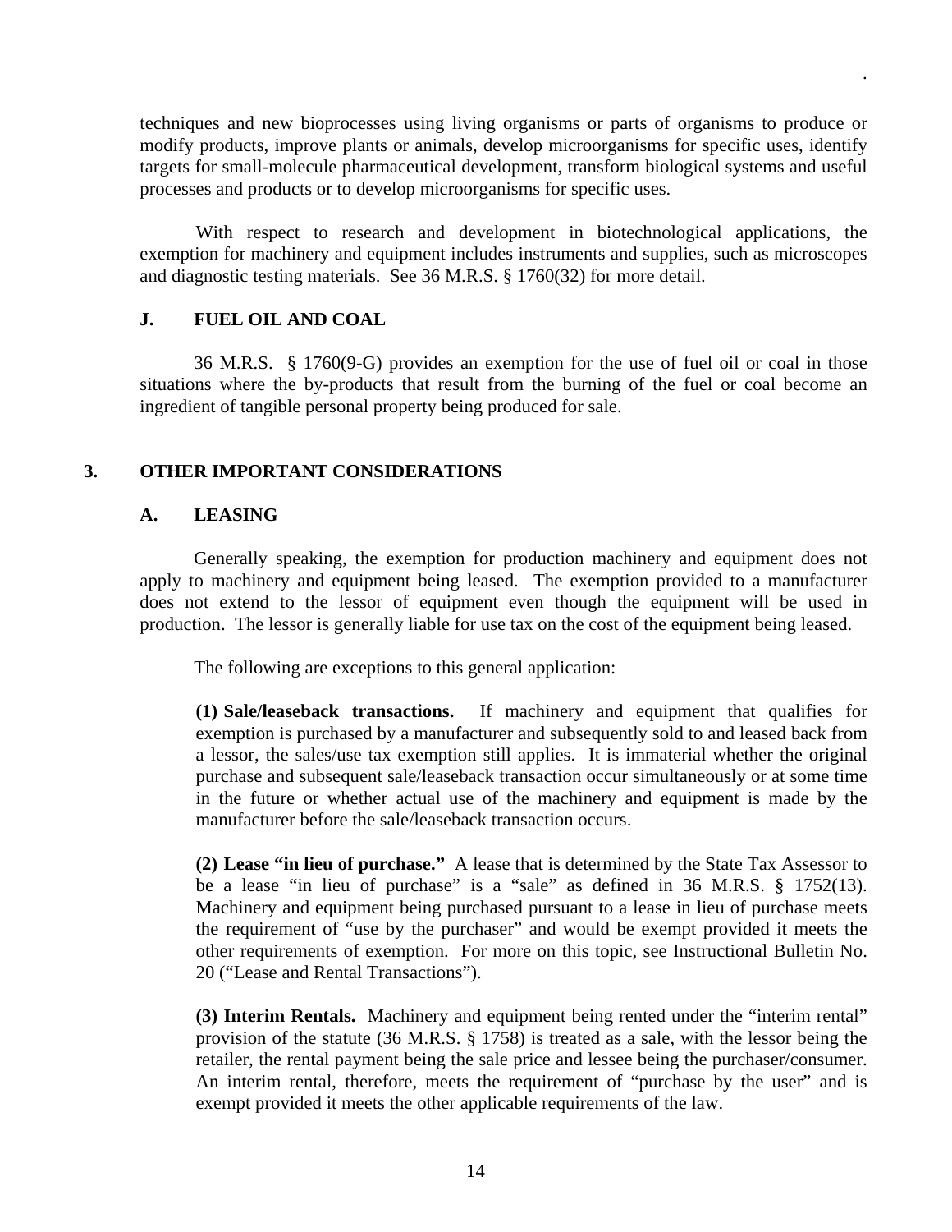techniques and new bioprocesses using living organisms or parts of organisms to produce or modify products, improve plants or animals, develop microorganisms for specific uses, identify targets for small-molecule pharmaceutical development, transform biological systems and useful processes and products or to develop microorganisms for specific uses.

With respect to research and development in biotechnological applications, the exemption for machinery and equipment includes instruments and supplies, such as microscopes and diagnostic testing materials. See 36 M.R.S. § 1760(32) for more detail.

### J. FUEL OIL AND COAL

36 M.R.S. § 1760(9-G) provides an exemption for the use of fuel oil or coal in those situations where the by-products that result from the burning of the fuel or coal become an ingredient of tangible personal property being produced for sale.

## 3. OTHER IMPORTANT CONSIDERATIONS

### A. LEASING

Generally speaking, the exemption for production machinery and equipment does not apply to machinery and equipment being leased. The exemption provided to a manufacturer does not extend to the lessor of equipment even though the equipment will be used in production. The lessor is generally liable for use tax on the cost of the equipment being leased.

The following are exceptions to this general application:

**(1) Sale/leaseback transactions.** If machinery and equipment that qualifies for exemption is purchased by a manufacturer and subsequently sold to and leased back from a lessor, the sales/use tax exemption still applies. It is immaterial whether the original purchase and subsequent sale/leaseback transaction occur simultaneously or at some time in the future or whether actual use of the machinery and equipment is made by the manufacturer before the sale/leaseback transaction occurs.

**(2) Lease "in lieu of purchase."** A lease that is determined by the State Tax Assessor to be a lease "in lieu of purchase" is a "sale" as defined in 36 M.R.S. § 1752(13). Machinery and equipment being purchased pursuant to a lease in lieu of purchase meets the requirement of "use by the purchaser" and would be exempt provided it meets the other requirements of exemption. For more on this topic, see Instructional Bulletin No. 20 ("Lease and Rental Transactions").

**(3) Interim Rentals.** Machinery and equipment being rented under the "interim rental" provision of the statute (36 M.R.S. § 1758) is treated as a sale, with the lessor being the retailer, the rental payment being the sale price and lessee being the purchaser/consumer. An interim rental, therefore, meets the requirement of "purchase by the user" and is exempt provided it meets the other applicable requirements of the law.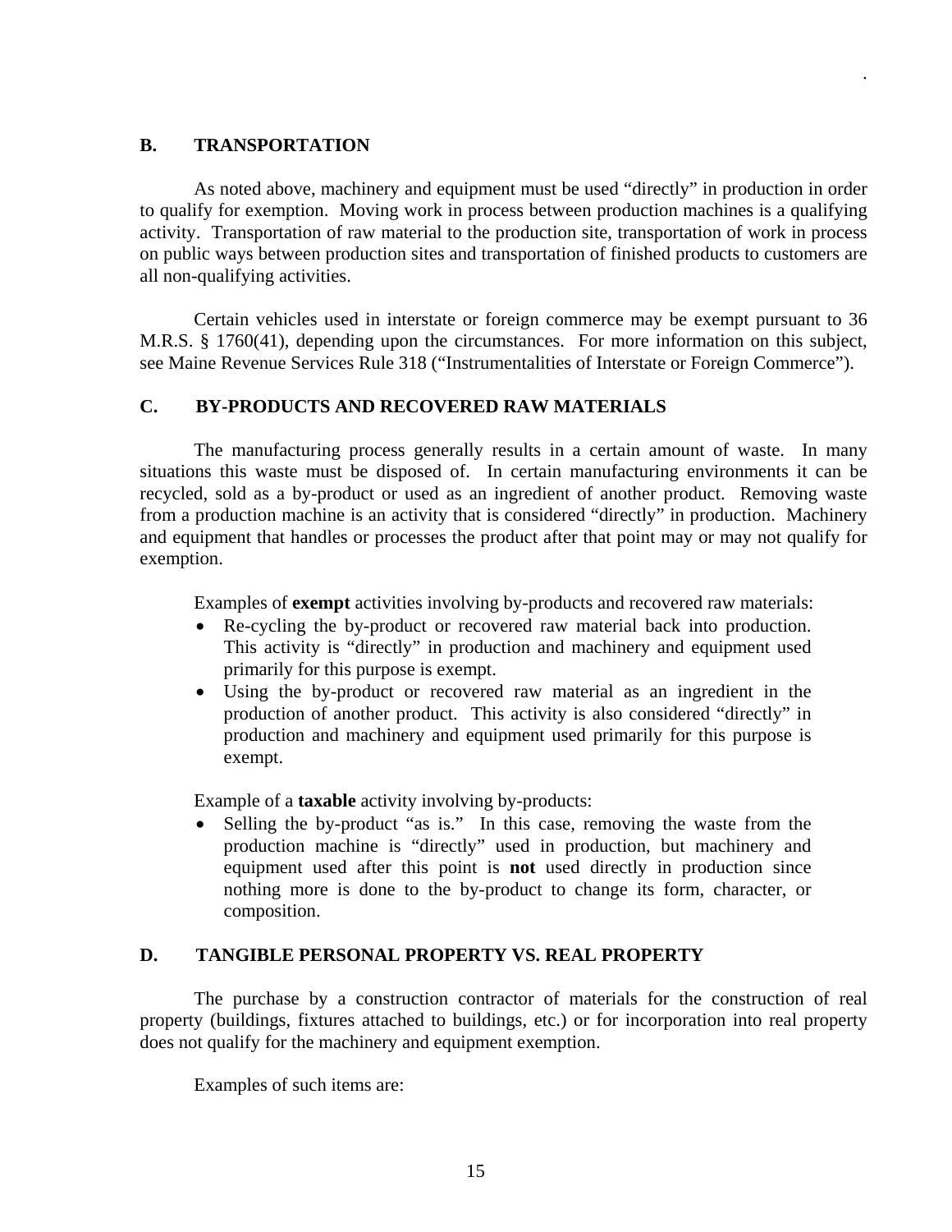## B. TRANSPORTATION

As noted above, machinery and equipment must be used "directly" in production in order to qualify for exemption. Moving work in process between production machines is a qualifying activity. Transportation of raw material to the production site, transportation of work in process on public ways between production sites and transportation of finished products to customers are all non-qualifying activities.

Certain vehicles used in interstate or foreign commerce may be exempt pursuant to 36 M.R.S. § 1760(41), depending upon the circumstances. For more information on this subject, see Maine Revenue Services Rule 318 ("Instrumentalities of Interstate or Foreign Commerce").

## C. BY-PRODUCTS AND RECOVERED RAW MATERIALS

The manufacturing process generally results in a certain amount of waste. In many situations this waste must be disposed of. In certain manufacturing environments it can be recycled, sold as a by-product or used as an ingredient of another product. Removing waste from a production machine is an activity that is considered "directly" in production. Machinery and equipment that handles or processes the product after that point may or may not qualify for exemption.

Examples of **exempt** activities involving by-products and recovered raw materials:

- Re-cycling the by-product or recovered raw material back into production. This activity is "directly" in production and machinery and equipment used primarily for this purpose is exempt.
- Using the by-product or recovered raw material as an ingredient in the production of another product. This activity is also considered "directly" in production and machinery and equipment used primarily for this purpose is exempt.

Example of a **taxable** activity involving by-products:

- Selling the by-product "as is." In this case, removing the waste from the production machine is "directly" used in production, but machinery and equipment used after this point is **not** used directly in production since nothing more is done to the by-product to change its form, character, or composition.

## D. TANGIBLE PERSONAL PROPERTY VS. REAL PROPERTY

The purchase by a construction contractor of materials for the construction of real property (buildings, fixtures attached to buildings, etc.) or for incorporation into real property does not qualify for the machinery and equipment exemption.

Examples of such items are: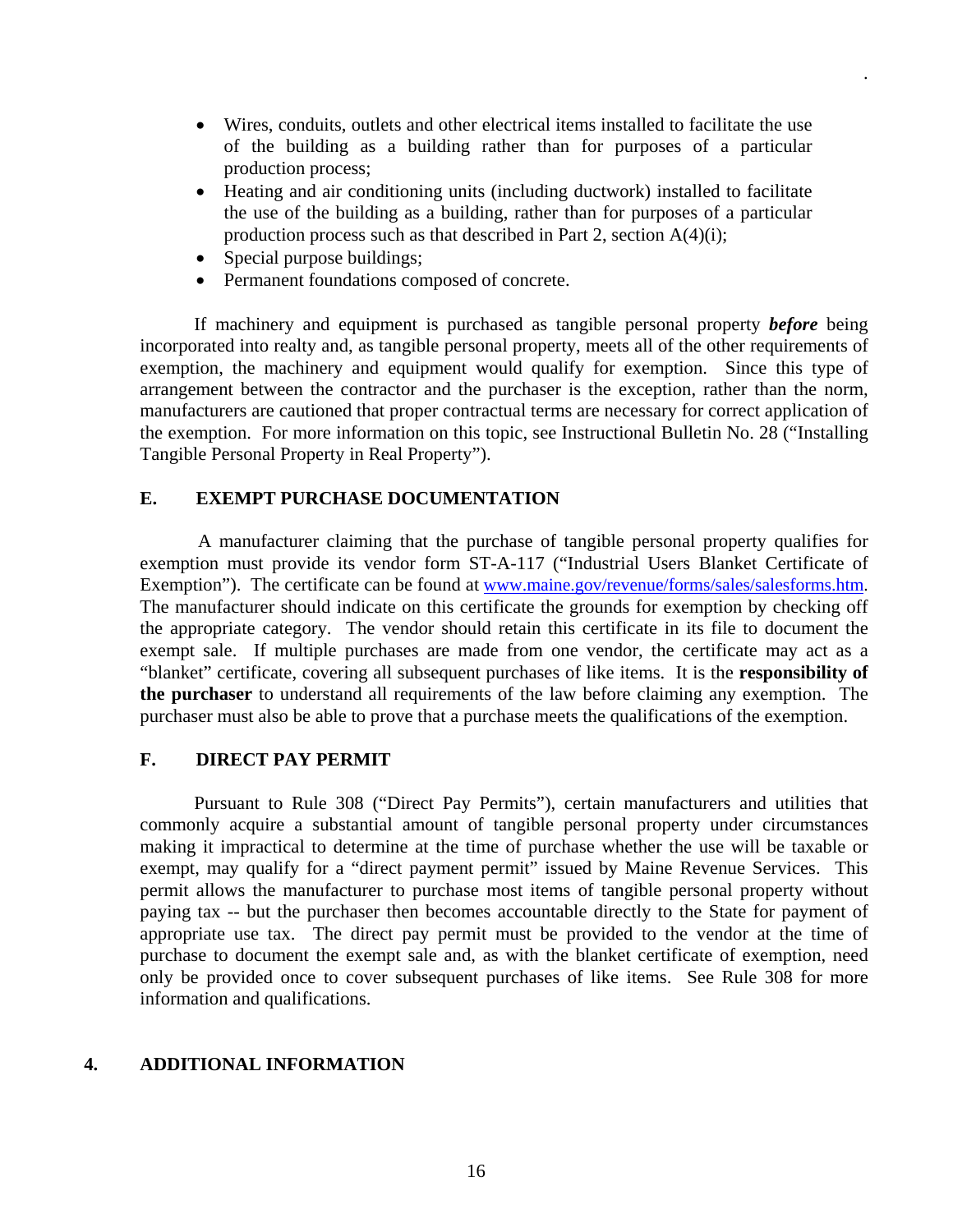- Wires, conduits, outlets and other electrical items installed to facilitate the use of the building as a building rather than for purposes of a particular production process;
- Heating and air conditioning units (including ductwork) installed to facilitate the use of the building as a building, rather than for purposes of a particular production process such as that described in Part 2, section A(4)(i);
- Special purpose buildings;
- Permanent foundations composed of concrete.

If machinery and equipment is purchased as tangible personal property ***before*** being incorporated into realty and, as tangible personal property, meets all of the other requirements of exemption, the machinery and equipment would qualify for exemption. Since this type of arrangement between the contractor and the purchaser is the exception, rather than the norm, manufacturers are cautioned that proper contractual terms are necessary for correct application of the exemption. For more information on this topic, see Instructional Bulletin No. 28 ("Installing Tangible Personal Property in Real Property").

### E. EXEMPT PURCHASE DOCUMENTATION

A manufacturer claiming that the purchase of tangible personal property qualifies for exemption must provide its vendor form ST-A-117 ("Industrial Users Blanket Certificate of Exemption"). The certificate can be found at www.maine.gov/revenue/forms/sales/salesforms.htm. The manufacturer should indicate on this certificate the grounds for exemption by checking off the appropriate category. The vendor should retain this certificate in its file to document the exempt sale. If multiple purchases are made from one vendor, the certificate may act as a "blanket" certificate, covering all subsequent purchases of like items. It is the **responsibility of the purchaser** to understand all requirements of the law before claiming any exemption. The purchaser must also be able to prove that a purchase meets the qualifications of the exemption.

### F. DIRECT PAY PERMIT

Pursuant to Rule 308 ("Direct Pay Permits"), certain manufacturers and utilities that commonly acquire a substantial amount of tangible personal property under circumstances making it impractical to determine at the time of purchase whether the use will be taxable or exempt, may qualify for a "direct payment permit" issued by Maine Revenue Services. This permit allows the manufacturer to purchase most items of tangible personal property without paying tax -- but the purchaser then becomes accountable directly to the State for payment of appropriate use tax. The direct pay permit must be provided to the vendor at the time of purchase to document the exempt sale and, as with the blanket certificate of exemption, need only be provided once to cover subsequent purchases of like items. See Rule 308 for more information and qualifications.

## 4. ADDITIONAL INFORMATION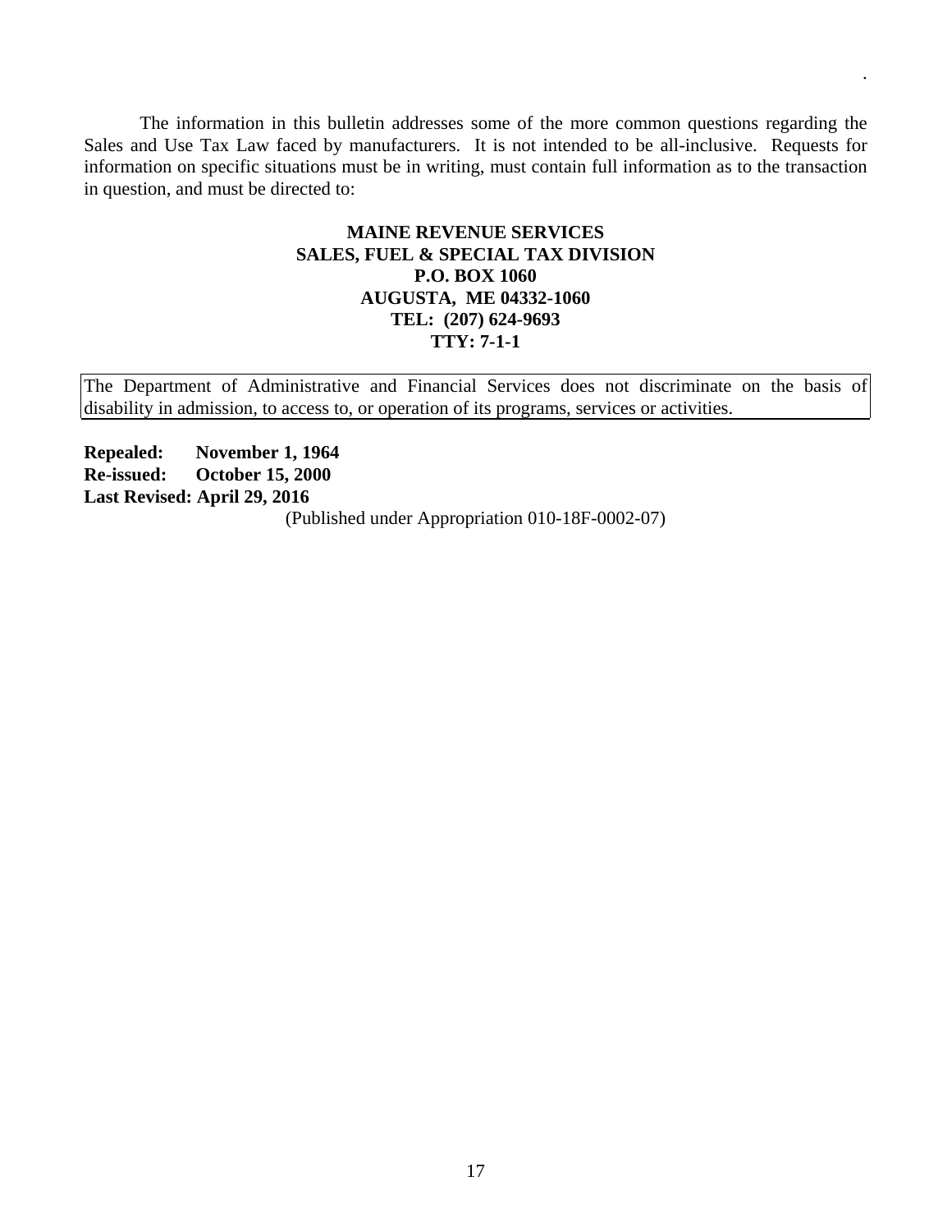The information in this bulletin addresses some of the more common questions regarding the Sales and Use Tax Law faced by manufacturers. It is not intended to be all-inclusive. Requests for information on specific situations must be in writing, must contain full information as to the transaction in question, and must be directed to:

**MAINE REVENUE SERVICES**
**SALES, FUEL & SPECIAL TAX DIVISION**
**P.O. BOX 1060**
**AUGUSTA, ME 04332-1060**
**TEL: (207) 624-9693**
**TTY: 7-1-1**

The Department of Administrative and Financial Services does not discriminate on the basis of disability in admission, to access to, or operation of its programs, services or activities.

**Repealed: November 1, 1964**
**Re-issued: October 15, 2000**
**Last Revised: April 29, 2016**

(Published under Appropriation 010-18F-0002-07)